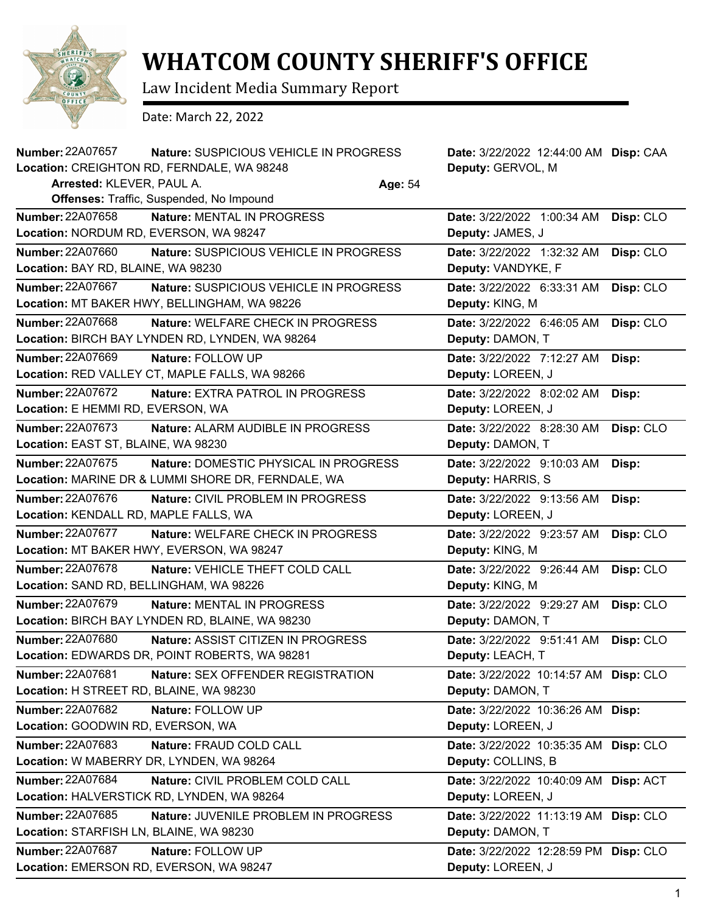# WHATCOM COUNTY SHERIFF'S OFFICE

Law Incident Media Summary Report

Date: March 22, 2022

**Number:** 22A07657 **Nature:** SUSPICIOUS VEHICLE IN PROGRESS **Date:** 3/22/2022 12:44:00 AM **Disp:** CAA
**Location:** CREIGHTON RD, FERNDALE, WA 98248 **Deputy:** GERVOL, M
**Arrested:** KLEVER, PAUL A. **Age:** 54
**Offenses:** Traffic, Suspended, No Impound

---

**Number:** 22A07658 **Nature:** MENTAL IN PROGRESS **Date:** 3/22/2022 1:00:34 AM **Disp:** CLO
**Location:** NORDUM RD, EVERSON, WA 98247 **Deputy:** JAMES, J

---

**Number:** 22A07660 **Nature:** SUSPICIOUS VEHICLE IN PROGRESS **Date:** 3/22/2022 1:32:32 AM **Disp:** CLO
**Location:** BAY RD, BLAINE, WA 98230 **Deputy:** VANDYKE, F

---

**Number:** 22A07667 **Nature:** SUSPICIOUS VEHICLE IN PROGRESS **Date:** 3/22/2022 6:33:31 AM **Disp:** CLO
**Location:** MT BAKER HWY, BELLINGHAM, WA 98226 **Deputy:** KING, M

---

**Number:** 22A07668 **Nature:** WELFARE CHECK IN PROGRESS **Date:** 3/22/2022 6:46:05 AM **Disp:** CLO
**Location:** BIRCH BAY LYNDEN RD, LYNDEN, WA 98264 **Deputy:** DAMON, T

---

**Number:** 22A07669 **Nature:** FOLLOW UP **Date:** 3/22/2022 7:12:27 AM **Disp:**
**Location:** RED VALLEY CT, MAPLE FALLS, WA 98266 **Deputy:** LOREEN, J

---

**Number:** 22A07672 **Nature:** EXTRA PATROL IN PROGRESS **Date:** 3/22/2022 8:02:02 AM **Disp:**
**Location:** E HEMMI RD, EVERSON, WA **Deputy:** LOREEN, J

---

**Number:** 22A07673 **Nature:** ALARM AUDIBLE IN PROGRESS **Date:** 3/22/2022 8:28:30 AM **Disp:** CLO
**Location:** EAST ST, BLAINE, WA 98230 **Deputy:** DAMON, T

---

**Number:** 22A07675 **Nature:** DOMESTIC PHYSICAL IN PROGRESS **Date:** 3/22/2022 9:10:03 AM **Disp:**
**Location:** MARINE DR & LUMMI SHORE DR, FERNDALE, WA **Deputy:** HARRIS, S

---

**Number:** 22A07676 **Nature:** CIVIL PROBLEM IN PROGRESS **Date:** 3/22/2022 9:13:56 AM **Disp:**
**Location:** KENDALL RD, MAPLE FALLS, WA **Deputy:** LOREEN, J

---

**Number:** 22A07677 **Nature:** WELFARE CHECK IN PROGRESS **Date:** 3/22/2022 9:23:57 AM **Disp:** CLO
**Location:** MT BAKER HWY, EVERSON, WA 98247 **Deputy:** KING, M

---

**Number:** 22A07678 **Nature:** VEHICLE THEFT COLD CALL **Date:** 3/22/2022 9:26:44 AM **Disp:** CLO
**Location:** SAND RD, BELLINGHAM, WA 98226 **Deputy:** KING, M

---

**Number:** 22A07679 **Nature:** MENTAL IN PROGRESS **Date:** 3/22/2022 9:29:27 AM **Disp:** CLO
**Location:** BIRCH BAY LYNDEN RD, BLAINE, WA 98230 **Deputy:** DAMON, T

---

**Number:** 22A07680 **Nature:** ASSIST CITIZEN IN PROGRESS **Date:** 3/22/2022 9:51:41 AM **Disp:** CLO
**Location:** EDWARDS DR, POINT ROBERTS, WA 98281 **Deputy:** LEACH, T

---

**Number:** 22A07681 **Nature:** SEX OFFENDER REGISTRATION **Date:** 3/22/2022 10:14:57 AM **Disp:** CLO
**Location:** H STREET RD, BLAINE, WA 98230 **Deputy:** DAMON, T

---

**Number:** 22A07682 **Nature:** FOLLOW UP **Date:** 3/22/2022 10:36:26 AM **Disp:**
**Location:** GOODWIN RD, EVERSON, WA **Deputy:** LOREEN, J

---

**Number:** 22A07683 **Nature:** FRAUD COLD CALL **Date:** 3/22/2022 10:35:35 AM **Disp:** CLO
**Location:** W MABERRY DR, LYNDEN, WA 98264 **Deputy:** COLLINS, B

---

**Number:** 22A07684 **Nature:** CIVIL PROBLEM COLD CALL **Date:** 3/22/2022 10:40:09 AM **Disp:** ACT
**Location:** HALVERSTICK RD, LYNDEN, WA 98264 **Deputy:** LOREEN, J

---

**Number:** 22A07685 **Nature:** JUVENILE PROBLEM IN PROGRESS **Date:** 3/22/2022 11:13:19 AM **Disp:** CLO
**Location:** STARFISH LN, BLAINE, WA 98230 **Deputy:** DAMON, T

---

**Number:** 22A07687 **Nature:** FOLLOW UP **Date:** 3/22/2022 12:28:59 PM **Disp:** CLO
**Location:** EMERSON RD, EVERSON, WA 98247 **Deputy:** LOREEN, J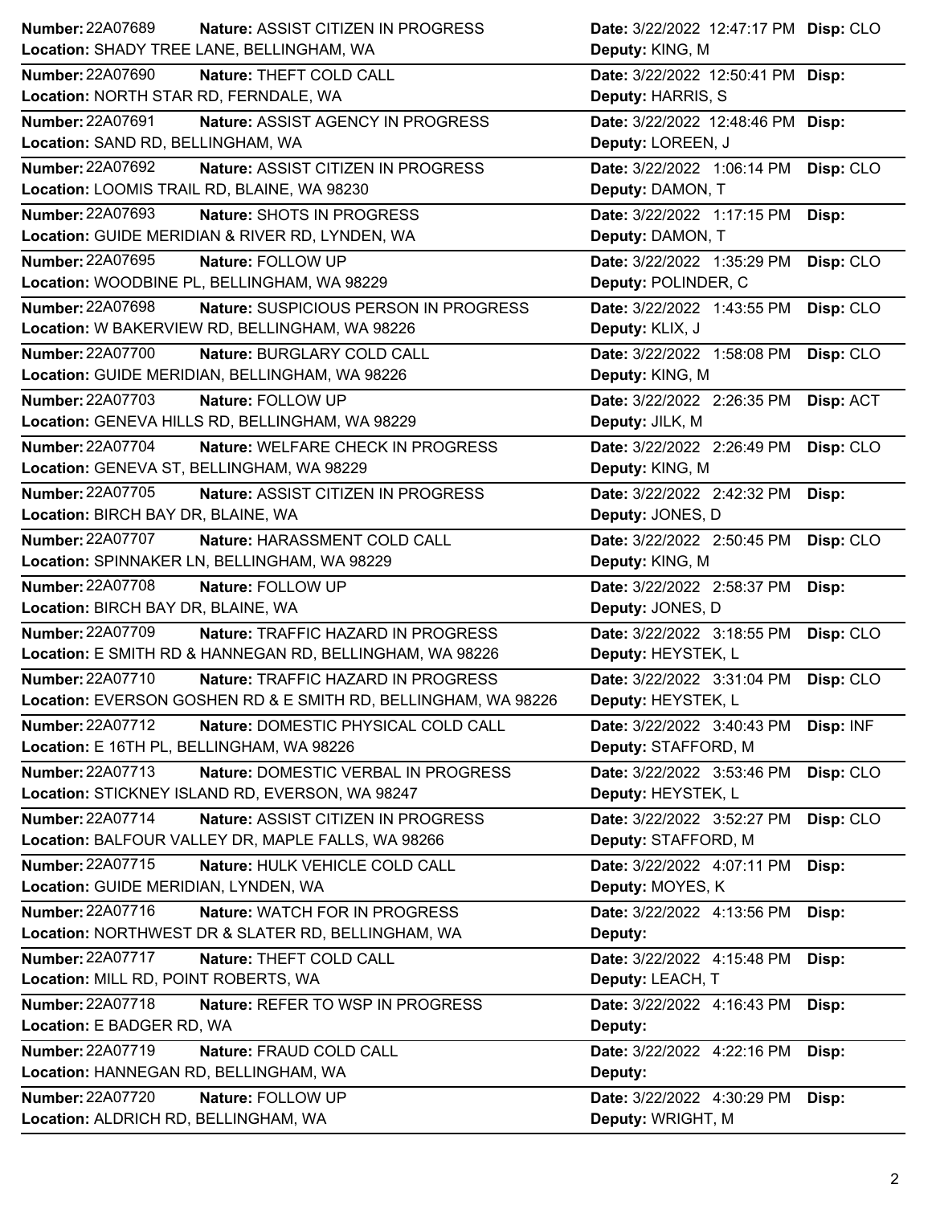**Number:** 22A07689 **Nature:** ASSIST CITIZEN IN PROGRESS **Date:** 3/22/2022 12:47:17 PM **Disp:** CLO
**Location:** SHADY TREE LANE, BELLINGHAM, WA **Deputy:** KING, M

**Number:** 22A07690 **Nature:** THEFT COLD CALL **Date:** 3/22/2022 12:50:41 PM **Disp:**
**Location:** NORTH STAR RD, FERNDALE, WA **Deputy:** HARRIS, S

**Number:** 22A07691 **Nature:** ASSIST AGENCY IN PROGRESS **Date:** 3/22/2022 12:48:46 PM **Disp:**
**Location:** SAND RD, BELLINGHAM, WA **Deputy:** LOREEN, J

**Number:** 22A07692 **Nature:** ASSIST CITIZEN IN PROGRESS **Date:** 3/22/2022 1:06:14 PM **Disp:** CLO
**Location:** LOOMIS TRAIL RD, BLAINE, WA 98230 **Deputy:** DAMON, T

**Number:** 22A07693 **Nature:** SHOTS IN PROGRESS **Date:** 3/22/2022 1:17:15 PM **Disp:**
**Location:** GUIDE MERIDIAN & RIVER RD, LYNDEN, WA **Deputy:** DAMON, T

**Number:** 22A07695 **Nature:** FOLLOW UP **Date:** 3/22/2022 1:35:29 PM **Disp:** CLO
**Location:** WOODBINE PL, BELLINGHAM, WA 98229 **Deputy:** POLINDER, C

**Number:** 22A07698 **Nature:** SUSPICIOUS PERSON IN PROGRESS **Date:** 3/22/2022 1:43:55 PM **Disp:** CLO
**Location:** W BAKERVIEW RD, BELLINGHAM, WA 98226 **Deputy:** KLIX, J

**Number:** 22A07700 **Nature:** BURGLARY COLD CALL **Date:** 3/22/2022 1:58:08 PM **Disp:** CLO
**Location:** GUIDE MERIDIAN, BELLINGHAM, WA 98226 **Deputy:** KING, M

**Number:** 22A07703 **Nature:** FOLLOW UP **Date:** 3/22/2022 2:26:35 PM **Disp:** ACT
**Location:** GENEVA HILLS RD, BELLINGHAM, WA 98229 **Deputy:** JILK, M

**Number:** 22A07704 **Nature:** WELFARE CHECK IN PROGRESS **Date:** 3/22/2022 2:26:49 PM **Disp:** CLO
**Location:** GENEVA ST, BELLINGHAM, WA 98229 **Deputy:** KING, M

**Number:** 22A07705 **Nature:** ASSIST CITIZEN IN PROGRESS **Date:** 3/22/2022 2:42:32 PM **Disp:**
**Location:** BIRCH BAY DR, BLAINE, WA **Deputy:** JONES, D

**Number:** 22A07707 **Nature:** HARASSMENT COLD CALL **Date:** 3/22/2022 2:50:45 PM **Disp:** CLO
**Location:** SPINNAKER LN, BELLINGHAM, WA 98229 **Deputy:** KING, M

**Number:** 22A07708 **Nature:** FOLLOW UP **Date:** 3/22/2022 2:58:37 PM **Disp:**
**Location:** BIRCH BAY DR, BLAINE, WA **Deputy:** JONES, D

**Number:** 22A07709 **Nature:** TRAFFIC HAZARD IN PROGRESS **Date:** 3/22/2022 3:18:55 PM **Disp:** CLO
**Location:** E SMITH RD & HANNEGAN RD, BELLINGHAM, WA 98226 **Deputy:** HEYSTEK, L

**Number:** 22A07710 **Nature:** TRAFFIC HAZARD IN PROGRESS **Date:** 3/22/2022 3:31:04 PM **Disp:** CLO
**Location:** EVERSON GOSHEN RD & E SMITH RD, BELLINGHAM, WA 98226 **Deputy:** HEYSTEK, L

**Number:** 22A07712 **Nature:** DOMESTIC PHYSICAL COLD CALL **Date:** 3/22/2022 3:40:43 PM **Disp:** INF
**Location:** E 16TH PL, BELLINGHAM, WA 98226 **Deputy:** STAFFORD, M

**Number:** 22A07713 **Nature:** DOMESTIC VERBAL IN PROGRESS **Date:** 3/22/2022 3:53:46 PM **Disp:** CLO
**Location:** STICKNEY ISLAND RD, EVERSON, WA 98247 **Deputy:** HEYSTEK, L

**Number:** 22A07714 **Nature:** ASSIST CITIZEN IN PROGRESS **Date:** 3/22/2022 3:52:27 PM **Disp:** CLO
**Location:** BALFOUR VALLEY DR, MAPLE FALLS, WA 98266 **Deputy:** STAFFORD, M

**Number:** 22A07715 **Nature:** HULK VEHICLE COLD CALL **Date:** 3/22/2022 4:07:11 PM **Disp:**
**Location:** GUIDE MERIDIAN, LYNDEN, WA **Deputy:** MOYES, K

**Number:** 22A07716 **Nature:** WATCH FOR IN PROGRESS **Date:** 3/22/2022 4:13:56 PM **Disp:**
**Location:** NORTHWEST DR & SLATER RD, BELLINGHAM, WA **Deputy:**

**Number:** 22A07717 **Nature:** THEFT COLD CALL **Date:** 3/22/2022 4:15:48 PM **Disp:**
**Location:** MILL RD, POINT ROBERTS, WA **Deputy:** LEACH, T

**Number:** 22A07718 **Nature:** REFER TO WSP IN PROGRESS **Date:** 3/22/2022 4:16:43 PM **Disp:**
**Location:** E BADGER RD, WA **Deputy:**

**Number:** 22A07719 **Nature:** FRAUD COLD CALL **Date:** 3/22/2022 4:22:16 PM **Disp:**
**Location:** HANNEGAN RD, BELLINGHAM, WA **Deputy:**

**Number:** 22A07720 **Nature:** FOLLOW UP **Date:** 3/22/2022 4:30:29 PM **Disp:**
**Location:** ALDRICH RD, BELLINGHAM, WA **Deputy:** WRIGHT, M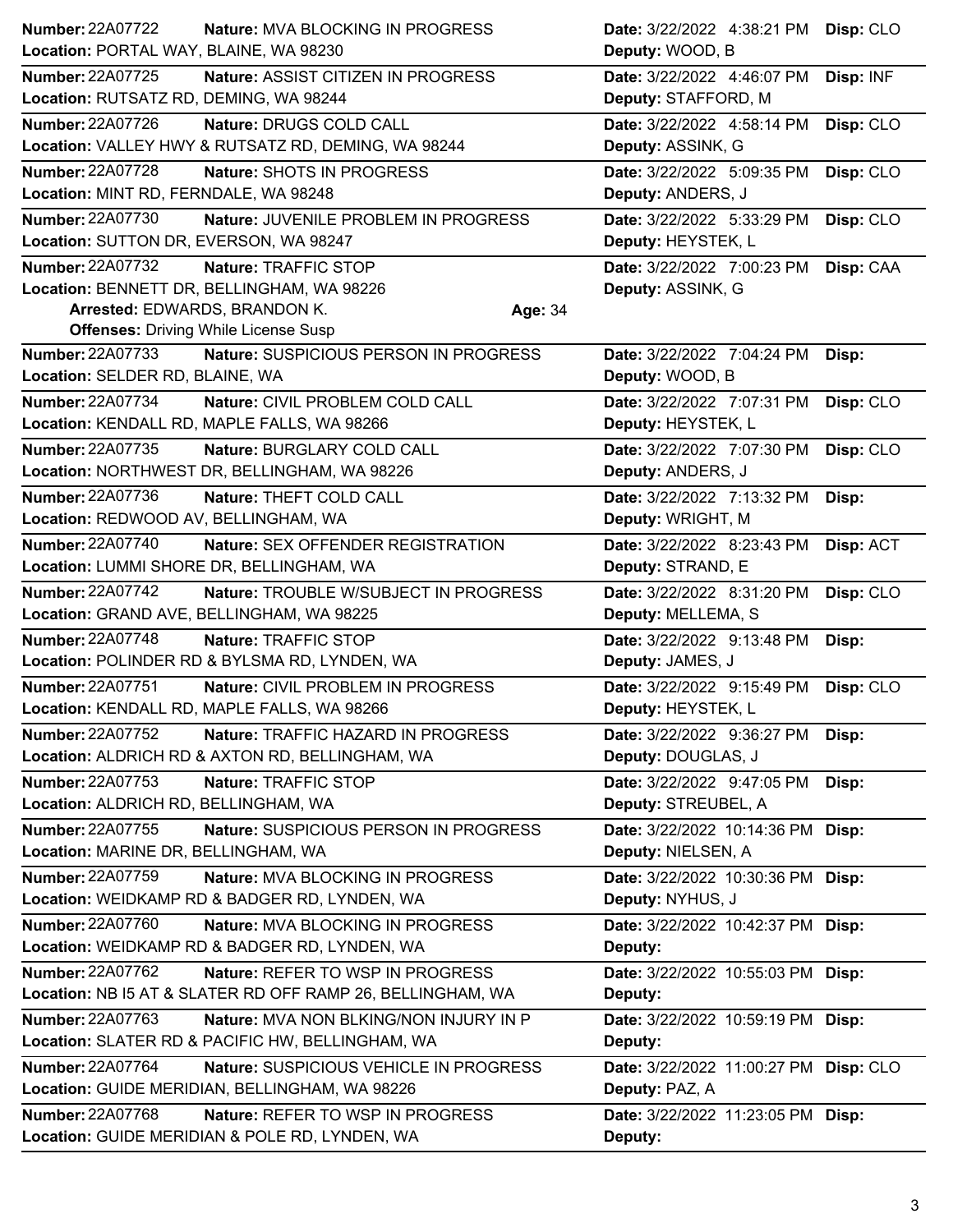**Number:** 22A07722 **Nature:** MVA BLOCKING IN PROGRESS **Date:** 3/22/2022 4:38:21 PM **Disp:** CLO
**Location:** PORTAL WAY, BLAINE, WA 98230 **Deputy:** WOOD, B

---

**Number:** 22A07725 **Nature:** ASSIST CITIZEN IN PROGRESS **Date:** 3/22/2022 4:46:07 PM **Disp:** INF
**Location:** RUTSATZ RD, DEMING, WA 98244 **Deputy:** STAFFORD, M

---

**Number:** 22A07726 **Nature:** DRUGS COLD CALL **Date:** 3/22/2022 4:58:14 PM **Disp:** CLO
**Location:** VALLEY HWY & RUTSATZ RD, DEMING, WA 98244 **Deputy:** ASSINK, G

---

**Number:** 22A07728 **Nature:** SHOTS IN PROGRESS **Date:** 3/22/2022 5:09:35 PM **Disp:** CLO
**Location:** MINT RD, FERNDALE, WA 98248 **Deputy:** ANDERS, J

---

**Number:** 22A07730 **Nature:** JUVENILE PROBLEM IN PROGRESS **Date:** 3/22/2022 5:33:29 PM **Disp:** CLO
**Location:** SUTTON DR, EVERSON, WA 98247 **Deputy:** HEYSTEK, L

---

**Number:** 22A07732 **Nature:** TRAFFIC STOP **Date:** 3/22/2022 7:00:23 PM **Disp:** CAA
**Location:** BENNETT DR, BELLINGHAM, WA 98226 **Deputy:** ASSINK, G
**Arrested:** EDWARDS, BRANDON K. **Age:** 34
**Offenses:** Driving While License Susp

---

**Number:** 22A07733 **Nature:** SUSPICIOUS PERSON IN PROGRESS **Date:** 3/22/2022 7:04:24 PM **Disp:**
**Location:** SELDER RD, BLAINE, WA **Deputy:** WOOD, B

---

**Number:** 22A07734 **Nature:** CIVIL PROBLEM COLD CALL **Date:** 3/22/2022 7:07:31 PM **Disp:** CLO
**Location:** KENDALL RD, MAPLE FALLS, WA 98266 **Deputy:** HEYSTEK, L

---

**Number:** 22A07735 **Nature:** BURGLARY COLD CALL **Date:** 3/22/2022 7:07:30 PM **Disp:** CLO
**Location:** NORTHWEST DR, BELLINGHAM, WA 98226 **Deputy:** ANDERS, J

---

**Number:** 22A07736 **Nature:** THEFT COLD CALL **Date:** 3/22/2022 7:13:32 PM **Disp:**
**Location:** REDWOOD AV, BELLINGHAM, WA **Deputy:** WRIGHT, M

---

**Number:** 22A07740 **Nature:** SEX OFFENDER REGISTRATION **Date:** 3/22/2022 8:23:43 PM **Disp:** ACT
**Location:** LUMMI SHORE DR, BELLINGHAM, WA **Deputy:** STRAND, E

---

**Number:** 22A07742 **Nature:** TROUBLE W/SUBJECT IN PROGRESS **Date:** 3/22/2022 8:31:20 PM **Disp:** CLO
**Location:** GRAND AVE, BELLINGHAM, WA 98225 **Deputy:** MELLEMA, S

---

**Number:** 22A07748 **Nature:** TRAFFIC STOP **Date:** 3/22/2022 9:13:48 PM **Disp:**
**Location:** POLINDER RD & BYLSMA RD, LYNDEN, WA **Deputy:** JAMES, J

---

**Number:** 22A07751 **Nature:** CIVIL PROBLEM IN PROGRESS **Date:** 3/22/2022 9:15:49 PM **Disp:** CLO
**Location:** KENDALL RD, MAPLE FALLS, WA 98266 **Deputy:** HEYSTEK, L

---

**Number:** 22A07752 **Nature:** TRAFFIC HAZARD IN PROGRESS **Date:** 3/22/2022 9:36:27 PM **Disp:**
**Location:** ALDRICH RD & AXTON RD, BELLINGHAM, WA **Deputy:** DOUGLAS, J

---

**Number:** 22A07753 **Nature:** TRAFFIC STOP **Date:** 3/22/2022 9:47:05 PM **Disp:**
**Location:** ALDRICH RD, BELLINGHAM, WA **Deputy:** STREUBEL, A

---

**Number:** 22A07755 **Nature:** SUSPICIOUS PERSON IN PROGRESS **Date:** 3/22/2022 10:14:36 PM **Disp:**
**Location:** MARINE DR, BELLINGHAM, WA **Deputy:** NIELSEN, A

---

**Number:** 22A07759 **Nature:** MVA BLOCKING IN PROGRESS **Date:** 3/22/2022 10:30:36 PM **Disp:**
**Location:** WEIDKAMP RD & BADGER RD, LYNDEN, WA **Deputy:** NYHUS, J

---

**Number:** 22A07760 **Nature:** MVA BLOCKING IN PROGRESS **Date:** 3/22/2022 10:42:37 PM **Disp:**
**Location:** WEIDKAMP RD & BADGER RD, LYNDEN, WA **Deputy:**

---

**Number:** 22A07762 **Nature:** REFER TO WSP IN PROGRESS **Date:** 3/22/2022 10:55:03 PM **Disp:**
**Location:** NB I5 AT & SLATER RD OFF RAMP 26, BELLINGHAM, WA **Deputy:**

---

**Number:** 22A07763 **Nature:** MVA NON BLKING/NON INJURY IN P **Date:** 3/22/2022 10:59:19 PM **Disp:**
**Location:** SLATER RD & PACIFIC HW, BELLINGHAM, WA **Deputy:**

---

**Number:** 22A07764 **Nature:** SUSPICIOUS VEHICLE IN PROGRESS **Date:** 3/22/2022 11:00:27 PM **Disp:** CLO
**Location:** GUIDE MERIDIAN, BELLINGHAM, WA 98226 **Deputy:** PAZ, A

---

**Number:** 22A07768 **Nature:** REFER TO WSP IN PROGRESS **Date:** 3/22/2022 11:23:05 PM **Disp:**
**Location:** GUIDE MERIDIAN & POLE RD, LYNDEN, WA **Deputy:**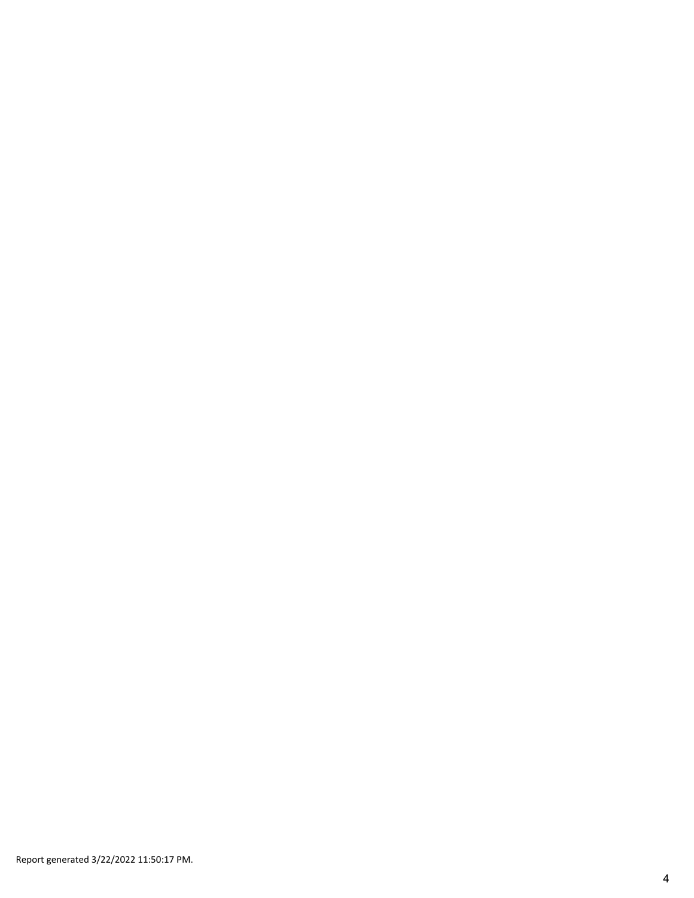Report generated 3/22/2022 11:50:17 PM.